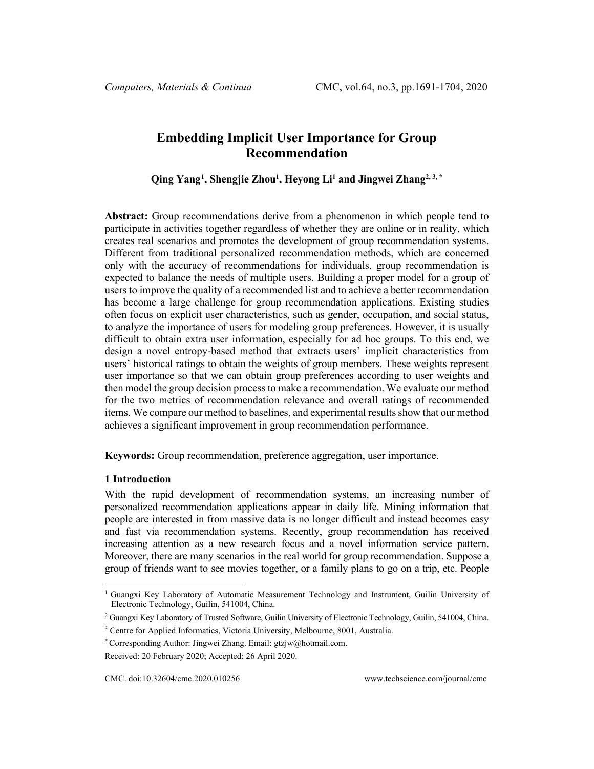# Embedding Implicit User Importance for Group Recommendation

**Qing Yang[1], Shengjie Zhou[1], Heyong Li[1] and Jingwei Zhang[2, 3, *]**

**Abstract:** Group recommendations derive from a phenomenon in which people tend to participate in activities together regardless of whether they are online or in reality, which creates real scenarios and promotes the development of group recommendation systems. Different from traditional personalized recommendation methods, which are concerned only with the accuracy of recommendations for individuals, group recommendation is expected to balance the needs of multiple users. Building a proper model for a group of users to improve the quality of a recommended list and to achieve a better recommendation has become a large challenge for group recommendation applications. Existing studies often focus on explicit user characteristics, such as gender, occupation, and social status, to analyze the importance of users for modeling group preferences. However, it is usually difficult to obtain extra user information, especially for ad hoc groups. To this end, we design a novel entropy-based method that extracts users' implicit characteristics from users' historical ratings to obtain the weights of group members. These weights represent user importance so that we can obtain group preferences according to user weights and then model the group decision process to make a recommendation. We evaluate our method for the two metrics of recommendation relevance and overall ratings of recommended items. We compare our method to baselines, and experimental results show that our method achieves a significant improvement in group recommendation performance.

**Keywords:** Group recommendation, preference aggregation, user importance.

## 1 Introduction

With the rapid development of recommendation systems, an increasing number of personalized recommendation applications appear in daily life. Mining information that people are interested in from massive data is no longer difficult and instead becomes easy and fast via recommendation systems. Recently, group recommendation has received increasing attention as a new research focus and a novel information service pattern. Moreover, there are many scenarios in the real world for group recommendation. Suppose a group of friends want to see movies together, or a family plans to go on a trip, etc. People

---

[1] Guangxi Key Laboratory of Automatic Measurement Technology and Instrument, Guilin University of Electronic Technology, Guilin, 541004, China.

[2] Guangxi Key Laboratory of Trusted Software, Guilin University of Electronic Technology, Guilin, 541004, China.

[3] Centre for Applied Informatics, Victoria University, Melbourne, 8001, Australia.

[*] Corresponding Author: Jingwei Zhang. Email: gtzjw@hotmail.com.

Received: 20 February 2020; Accepted: 26 April 2020.

CMC. doi:10.32604/cmc.2020.010256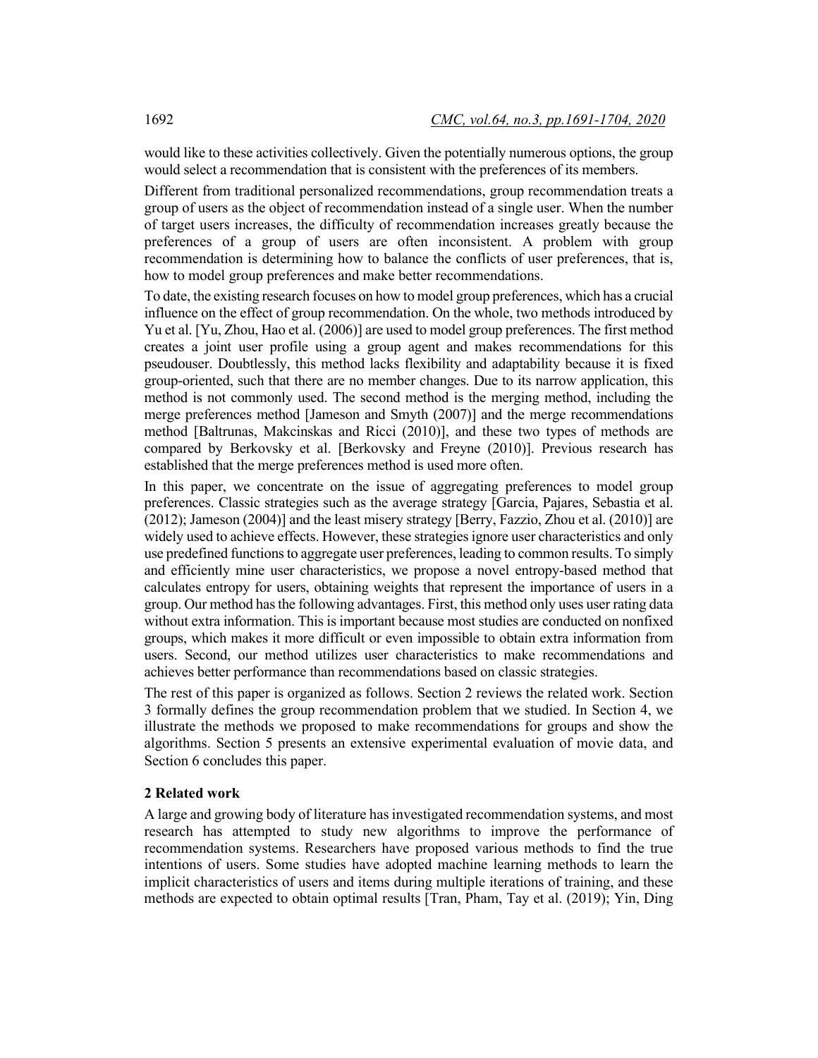would like to these activities collectively. Given the potentially numerous options, the group would select a recommendation that is consistent with the preferences of its members.

Different from traditional personalized recommendations, group recommendation treats a group of users as the object of recommendation instead of a single user. When the number of target users increases, the difficulty of recommendation increases greatly because the preferences of a group of users are often inconsistent. A problem with group recommendation is determining how to balance the conflicts of user preferences, that is, how to model group preferences and make better recommendations.

To date, the existing research focuses on how to model group preferences, which has a crucial influence on the effect of group recommendation. On the whole, two methods introduced by Yu et al. [Yu, Zhou, Hao et al. (2006)] are used to model group preferences. The first method creates a joint user profile using a group agent and makes recommendations for this pseudouser. Doubtlessly, this method lacks flexibility and adaptability because it is fixed group-oriented, such that there are no member changes. Due to its narrow application, this method is not commonly used. The second method is the merging method, including the merge preferences method [Jameson and Smyth (2007)] and the merge recommendations method [Baltrunas, Makcinskas and Ricci (2010)], and these two types of methods are compared by Berkovsky et al. [Berkovsky and Freyne (2010)]. Previous research has established that the merge preferences method is used more often.

In this paper, we concentrate on the issue of aggregating preferences to model group preferences. Classic strategies such as the average strategy [Garcia, Pajares, Sebastia et al. (2012); Jameson (2004)] and the least misery strategy [Berry, Fazzio, Zhou et al. (2010)] are widely used to achieve effects. However, these strategies ignore user characteristics and only use predefined functions to aggregate user preferences, leading to common results. To simply and efficiently mine user characteristics, we propose a novel entropy-based method that calculates entropy for users, obtaining weights that represent the importance of users in a group. Our method has the following advantages. First, this method only uses user rating data without extra information. This is important because most studies are conducted on nonfixed groups, which makes it more difficult or even impossible to obtain extra information from users. Second, our method utilizes user characteristics to make recommendations and achieves better performance than recommendations based on classic strategies.

The rest of this paper is organized as follows. Section 2 reviews the related work. Section 3 formally defines the group recommendation problem that we studied. In Section 4, we illustrate the methods we proposed to make recommendations for groups and show the algorithms. Section 5 presents an extensive experimental evaluation of movie data, and Section 6 concludes this paper.

## 2 Related work

A large and growing body of literature has investigated recommendation systems, and most research has attempted to study new algorithms to improve the performance of recommendation systems. Researchers have proposed various methods to find the true intentions of users. Some studies have adopted machine learning methods to learn the implicit characteristics of users and items during multiple iterations of training, and these methods are expected to obtain optimal results [Tran, Pham, Tay et al. (2019); Yin, Ding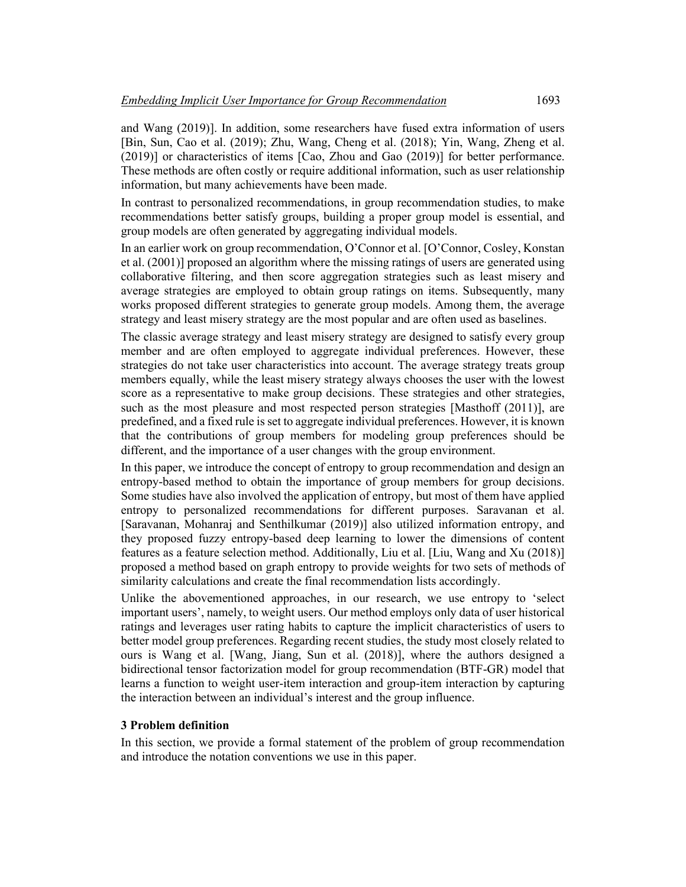and Wang (2019)]. In addition, some researchers have fused extra information of users [Bin, Sun, Cao et al. (2019); Zhu, Wang, Cheng et al. (2018); Yin, Wang, Zheng et al. (2019)] or characteristics of items [Cao, Zhou and Gao (2019)] for better performance. These methods are often costly or require additional information, such as user relationship information, but many achievements have been made.

In contrast to personalized recommendations, in group recommendation studies, to make recommendations better satisfy groups, building a proper group model is essential, and group models are often generated by aggregating individual models.

In an earlier work on group recommendation, O'Connor et al. [O'Connor, Cosley, Konstan et al. (2001)] proposed an algorithm where the missing ratings of users are generated using collaborative filtering, and then score aggregation strategies such as least misery and average strategies are employed to obtain group ratings on items. Subsequently, many works proposed different strategies to generate group models. Among them, the average strategy and least misery strategy are the most popular and are often used as baselines.

The classic average strategy and least misery strategy are designed to satisfy every group member and are often employed to aggregate individual preferences. However, these strategies do not take user characteristics into account. The average strategy treats group members equally, while the least misery strategy always chooses the user with the lowest score as a representative to make group decisions. These strategies and other strategies, such as the most pleasure and most respected person strategies [Masthoff (2011)], are predefined, and a fixed rule is set to aggregate individual preferences. However, it is known that the contributions of group members for modeling group preferences should be different, and the importance of a user changes with the group environment.

In this paper, we introduce the concept of entropy to group recommendation and design an entropy-based method to obtain the importance of group members for group decisions. Some studies have also involved the application of entropy, but most of them have applied entropy to personalized recommendations for different purposes. Saravanan et al. [Saravanan, Mohanraj and Senthilkumar (2019)] also utilized information entropy, and they proposed fuzzy entropy-based deep learning to lower the dimensions of content features as a feature selection method. Additionally, Liu et al. [Liu, Wang and Xu (2018)] proposed a method based on graph entropy to provide weights for two sets of methods of similarity calculations and create the final recommendation lists accordingly.

Unlike the abovementioned approaches, in our research, we use entropy to 'select important users', namely, to weight users. Our method employs only data of user historical ratings and leverages user rating habits to capture the implicit characteristics of users to better model group preferences. Regarding recent studies, the study most closely related to ours is Wang et al. [Wang, Jiang, Sun et al. (2018)], where the authors designed a bidirectional tensor factorization model for group recommendation (BTF-GR) model that learns a function to weight user-item interaction and group-item interaction by capturing the interaction between an individual's interest and the group influence.

## 3 Problem definition

In this section, we provide a formal statement of the problem of group recommendation and introduce the notation conventions we use in this paper.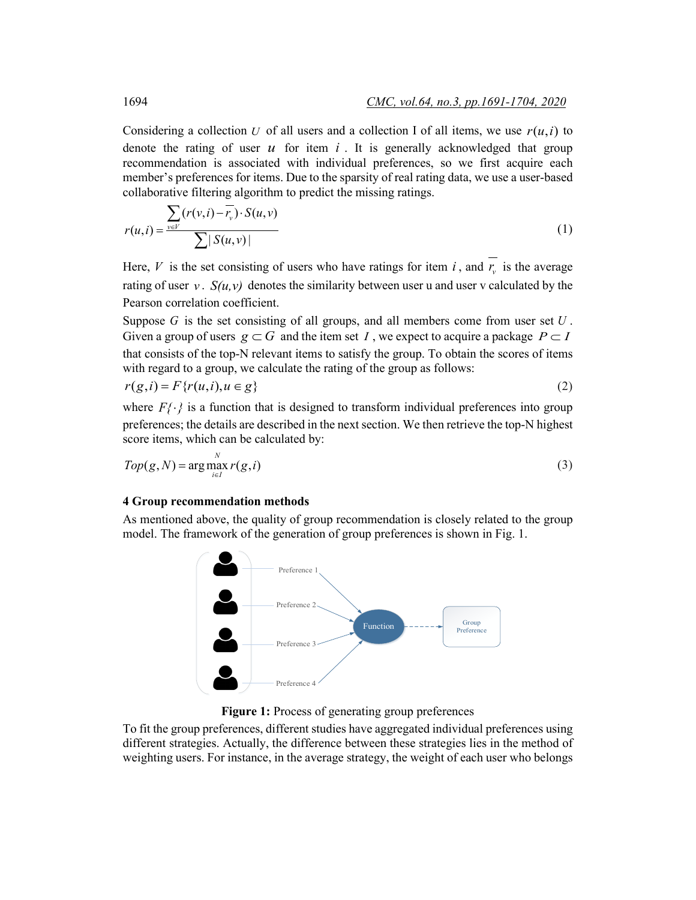Considering a collection $U$ of all users and a collection I of all items, we use $r(u,i)$ to denote the rating of user $u$ for item $i$. It is generally acknowledged that group recommendation is associated with individual preferences, so we first acquire each member's preferences for items. Due to the sparsity of real rating data, we use a user-based collaborative filtering algorithm to predict the missing ratings.

$$r(u,i) = \frac{\sum_{v \in V} (r(v,i) - \overline{r_v}) \cdot S(u,v)}{\sum |S(u,v)|} \tag{1}$$

Here, $V$ is the set consisting of users who have ratings for item $i$, and $\overline{r_v}$ is the average rating of user $v$. $S(u,v)$ denotes the similarity between user u and user v calculated by the Pearson correlation coefficient.

Suppose $G$ is the set consisting of all groups, and all members come from user set $U$. Given a group of users $g \subset G$ and the item set $I$, we expect to acquire a package $P \subset I$ that consists of the top-N relevant items to satisfy the group. To obtain the scores of items with regard to a group, we calculate the rating of the group as follows:

$$r(g,i) = F\{r(u,i), u \in g\} \tag{2}$$

where $F\{\cdot\}$ is a function that is designed to transform individual preferences into group preferences; the details are described in the next section. We then retrieve the top-N highest score items, which can be calculated by:

$$Top(g,N) = \arg \max_{i \in I}^{N} r(g,i) \tag{3}$$

## 4 Group recommendation methods

As mentioned above, the quality of group recommendation is closely related to the group model. The framework of the generation of group preferences is shown in Fig. 1.

**Figure 1:** Process of generating group preferences

To fit the group preferences, different studies have aggregated individual preferences using different strategies. Actually, the difference between these strategies lies in the method of weighting users. For instance, in the average strategy, the weight of each user who belongs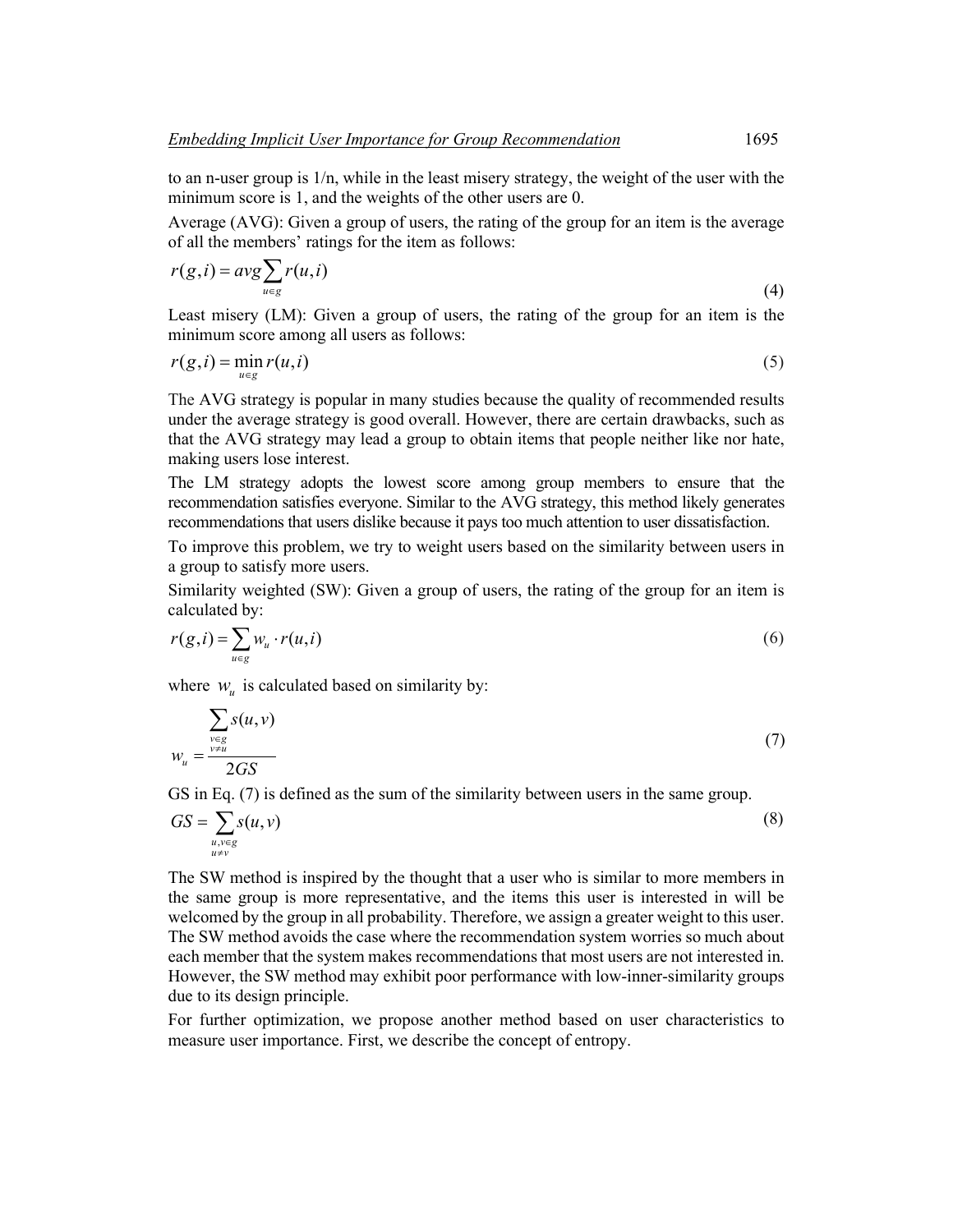to an n-user group is 1/n, while in the least misery strategy, the weight of the user with the minimum score is 1, and the weights of the other users are 0.

Average (AVG): Given a group of users, the rating of the group for an item is the average of all the members' ratings for the item as follows:

$$r(g,i) = avg\sum_{u \in g} r(u,i) \tag{4}$$

Least misery (LM): Given a group of users, the rating of the group for an item is the minimum score among all users as follows:

$$r(g,i) = \min_{u \in g} r(u,i) \tag{5}$$

The AVG strategy is popular in many studies because the quality of recommended results under the average strategy is good overall. However, there are certain drawbacks, such as that the AVG strategy may lead a group to obtain items that people neither like nor hate, making users lose interest.

The LM strategy adopts the lowest score among group members to ensure that the recommendation satisfies everyone. Similar to the AVG strategy, this method likely generates recommendations that users dislike because it pays too much attention to user dissatisfaction.

To improve this problem, we try to weight users based on the similarity between users in a group to satisfy more users.

Similarity weighted (SW): Given a group of users, the rating of the group for an item is calculated by:

$$r(g,i) = \sum_{u \in g} w_u \cdot r(u,i) \tag{6}$$

where $w_u$ is calculated based on similarity by:

$$w_u = \frac{\sum_{\substack{v \in g \\ v \neq u}} s(u,v)}{2GS} \tag{7}$$

GS in Eq. (7) is defined as the sum of the similarity between users in the same group.

$$GS = \sum_{\substack{u,v \in g \\ u \neq v}} s(u,v) \tag{8}$$

The SW method is inspired by the thought that a user who is similar to more members in the same group is more representative, and the items this user is interested in will be welcomed by the group in all probability. Therefore, we assign a greater weight to this user. The SW method avoids the case where the recommendation system worries so much about each member that the system makes recommendations that most users are not interested in. However, the SW method may exhibit poor performance with low-inner-similarity groups due to its design principle.

For further optimization, we propose another method based on user characteristics to measure user importance. First, we describe the concept of entropy.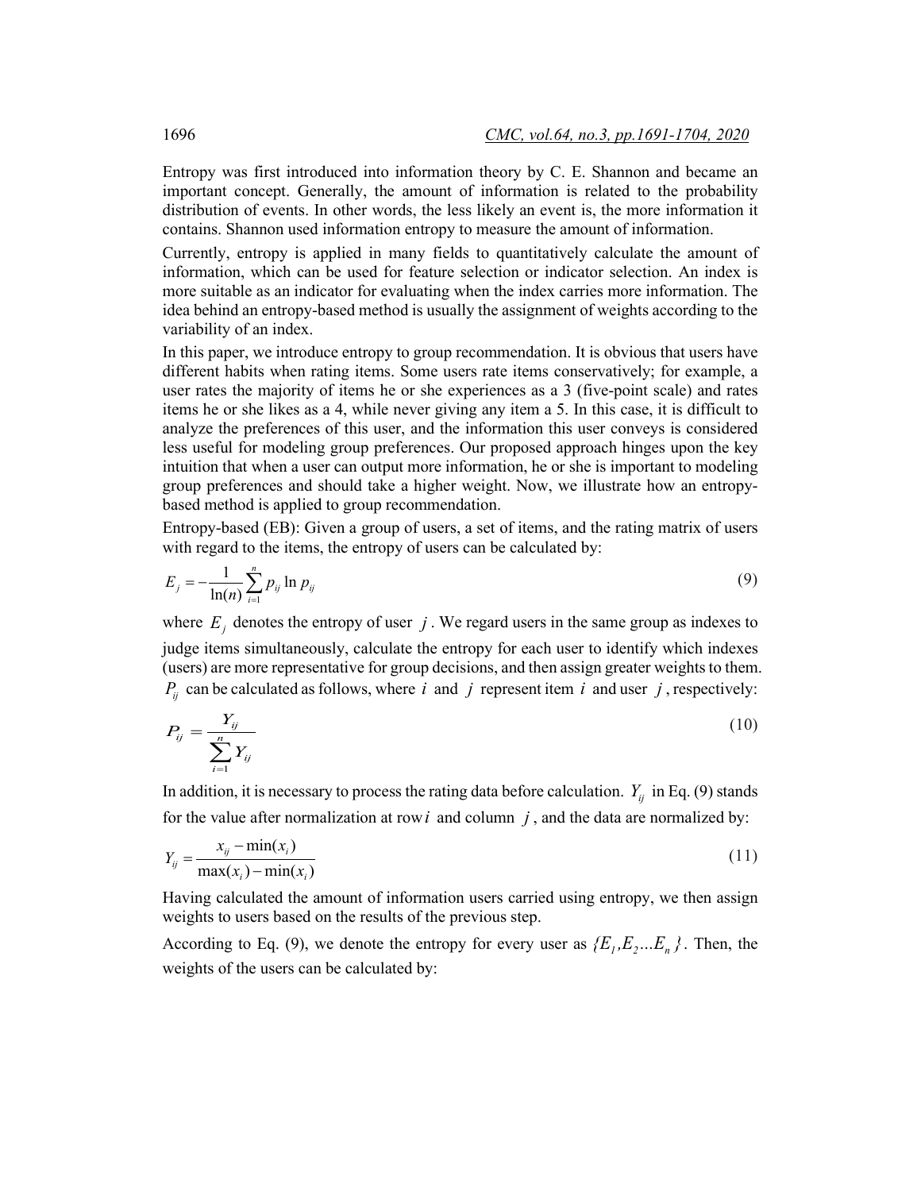Entropy was first introduced into information theory by C. E. Shannon and became an important concept. Generally, the amount of information is related to the probability distribution of events. In other words, the less likely an event is, the more information it contains. Shannon used information entropy to measure the amount of information.

Currently, entropy is applied in many fields to quantitatively calculate the amount of information, which can be used for feature selection or indicator selection. An index is more suitable as an indicator for evaluating when the index carries more information. The idea behind an entropy-based method is usually the assignment of weights according to the variability of an index.

In this paper, we introduce entropy to group recommendation. It is obvious that users have different habits when rating items. Some users rate items conservatively; for example, a user rates the majority of items he or she experiences as a 3 (five-point scale) and rates items he or she likes as a 4, while never giving any item a 5. In this case, it is difficult to analyze the preferences of this user, and the information this user conveys is considered less useful for modeling group preferences. Our proposed approach hinges upon the key intuition that when a user can output more information, he or she is important to modeling group preferences and should take a higher weight. Now, we illustrate how an entropy-based method is applied to group recommendation.

Entropy-based (EB): Given a group of users, a set of items, and the rating matrix of users with regard to the items, the entropy of users can be calculated by:

$$E_j = -\frac{1}{\ln(n)} \sum_{i=1}^{n} p_{ij} \ln p_{ij} \tag{9}$$

where $E_j$ denotes the entropy of user $j$. We regard users in the same group as indexes to judge items simultaneously, calculate the entropy for each user to identify which indexes (users) are more representative for group decisions, and then assign greater weights to them. $P_{ij}$ can be calculated as follows, where $i$ and $j$ represent item $i$ and user $j$, respectively:

$$P_{ij} = \frac{Y_{ij}}{\sum_{i=1}^{n} Y_{ij}} \tag{10}$$

In addition, it is necessary to process the rating data before calculation. $Y_{ij}$ in Eq. (9) stands for the value after normalization at row $i$ and column $j$, and the data are normalized by:

$$Y_{ij} = \frac{x_{ij} - \min(x_i)}{\max(x_i) - \min(x_i)} \tag{11}$$

Having calculated the amount of information users carried using entropy, we then assign weights to users based on the results of the previous step.

According to Eq. (9), we denote the entropy for every user as $\{E_1, E_2 ... E_n\}$. Then, the weights of the users can be calculated by: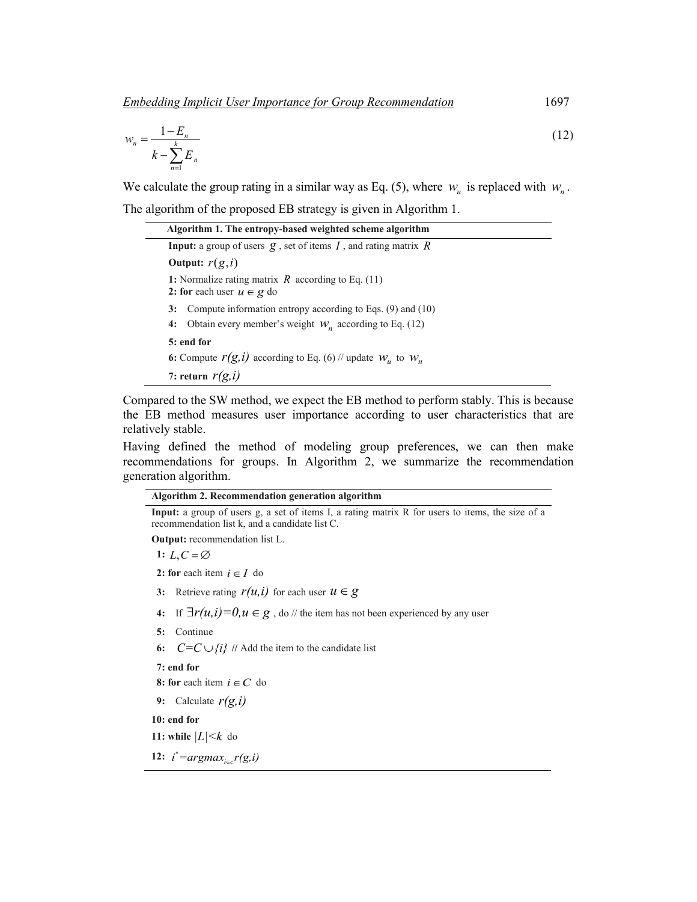$$w_n = \frac{1 - E_n}{k - \sum_{n=1}^{k} E_n} \tag{12}$$

We calculate the group rating in a similar way as Eq. (5), where $w_u$ is replaced with $w_n$. The algorithm of the proposed EB strategy is given in Algorithm 1.

**Algorithm 1. The entropy-based weighted scheme algorithm**

**Input:** a group of users $g$, set of items $I$, and rating matrix $R$

**Output:** $r(g,i)$

**1:** Normalize rating matrix $R$ according to Eq. (11)
**2: for** each user $u \in g$ do
**3:** Compute information entropy according to Eqs. (9) and (10)
**4:** Obtain every member's weight $w_n$ according to Eq. (12)
**5: end for**
**6:** Compute $r(g,i)$ according to Eq. (6) // update $w_u$ to $w_n$
**7: return** $r(g,i)$

Compared to the SW method, we expect the EB method to perform stably. This is because the EB method measures user importance according to user characteristics that are relatively stable.

Having defined the method of modeling group preferences, we can then make recommendations for groups. In Algorithm 2, we summarize the recommendation generation algorithm.

**Algorithm 2. Recommendation generation algorithm**

**Input:** a group of users g, a set of items I, a rating matrix R for users to items, the size of a recommendation list k, and a candidate list C.

**Output:** recommendation list L.

**1:** $L, C = \varnothing$
**2: for** each item $i \in I$ do
**3:** Retrieve rating $r(u,i)$ for each user $u \in g$
**4:** If $\exists r(u,i)=0, u \in g$, do // the item has not been experienced by any user
**5:** Continue
**6:** $C=C \cup \{i\}$ // Add the item to the candidate list
**7: end for**
**8: for** each item $i \in C$ do
**9:** Calculate $r(g,i)$
**10: end for**
**11: while** $|L|<k$ do
**12:** $i^*=argmax_{i \in c} r(g,i)$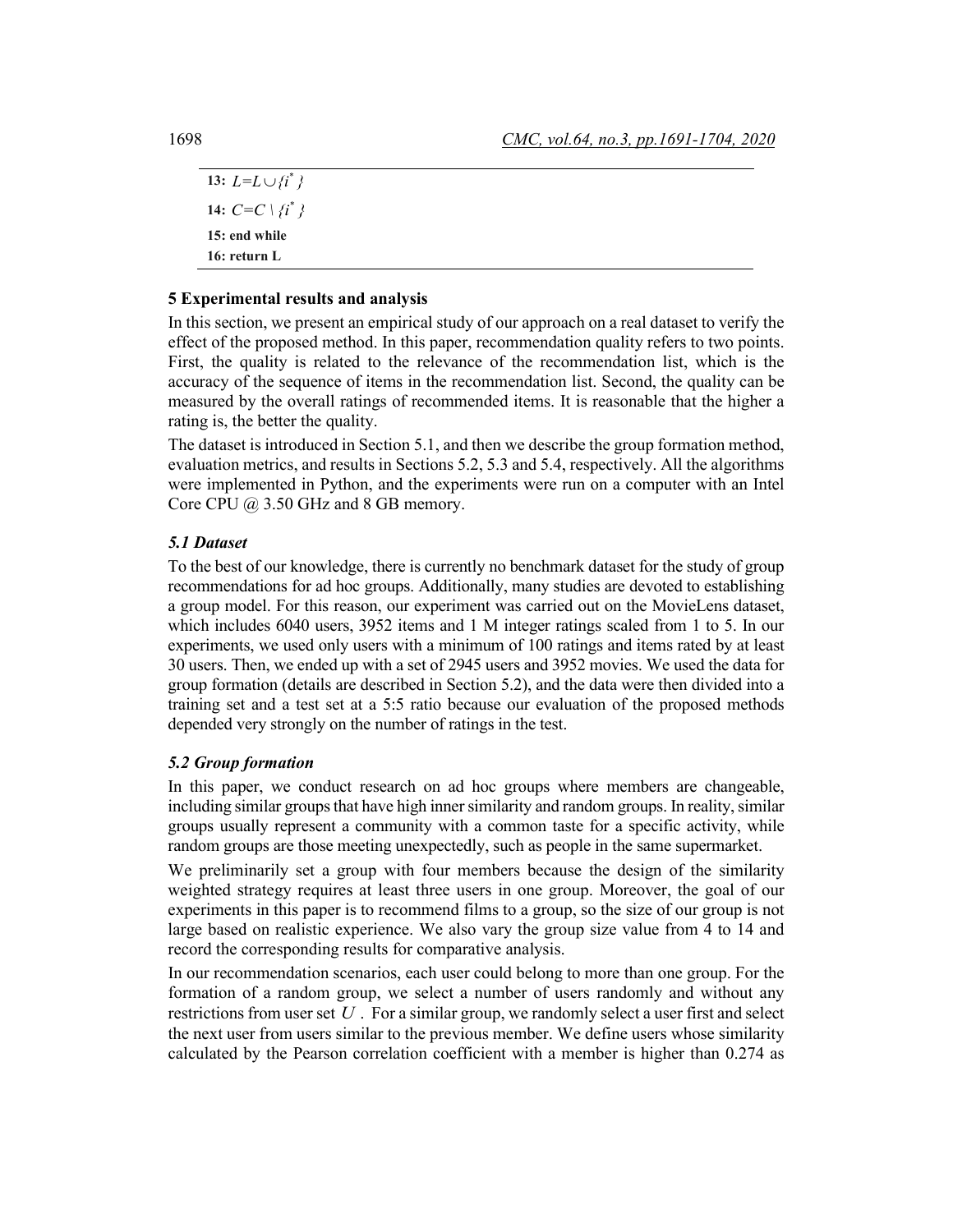**13:** $L = L \cup \{i^*\}$

**14:** $C = C \setminus \{i^*\}$

**15: end while**

**16: return L**

## 5 Experimental results and analysis

In this section, we present an empirical study of our approach on a real dataset to verify the effect of the proposed method. In this paper, recommendation quality refers to two points. First, the quality is related to the relevance of the recommendation list, which is the accuracy of the sequence of items in the recommendation list. Second, the quality can be measured by the overall ratings of recommended items. It is reasonable that the higher a rating is, the better the quality.

The dataset is introduced in Section 5.1, and then we describe the group formation method, evaluation metrics, and results in Sections 5.2, 5.3 and 5.4, respectively. All the algorithms were implemented in Python, and the experiments were run on a computer with an Intel Core CPU @ 3.50 GHz and 8 GB memory.

### *5.1 Dataset*

To the best of our knowledge, there is currently no benchmark dataset for the study of group recommendations for ad hoc groups. Additionally, many studies are devoted to establishing a group model. For this reason, our experiment was carried out on the MovieLens dataset, which includes 6040 users, 3952 items and 1 M integer ratings scaled from 1 to 5. In our experiments, we used only users with a minimum of 100 ratings and items rated by at least 30 users. Then, we ended up with a set of 2945 users and 3952 movies. We used the data for group formation (details are described in Section 5.2), and the data were then divided into a training set and a test set at a 5:5 ratio because our evaluation of the proposed methods depended very strongly on the number of ratings in the test.

### *5.2 Group formation*

In this paper, we conduct research on ad hoc groups where members are changeable, including similar groups that have high inner similarity and random groups. In reality, similar groups usually represent a community with a common taste for a specific activity, while random groups are those meeting unexpectedly, such as people in the same supermarket.

We preliminarily set a group with four members because the design of the similarity weighted strategy requires at least three users in one group. Moreover, the goal of our experiments in this paper is to recommend films to a group, so the size of our group is not large based on realistic experience. We also vary the group size value from 4 to 14 and record the corresponding results for comparative analysis.

In our recommendation scenarios, each user could belong to more than one group. For the formation of a random group, we select a number of users randomly and without any restrictions from user set $U$. For a similar group, we randomly select a user first and select the next user from users similar to the previous member. We define users whose similarity calculated by the Pearson correlation coefficient with a member is higher than 0.274 as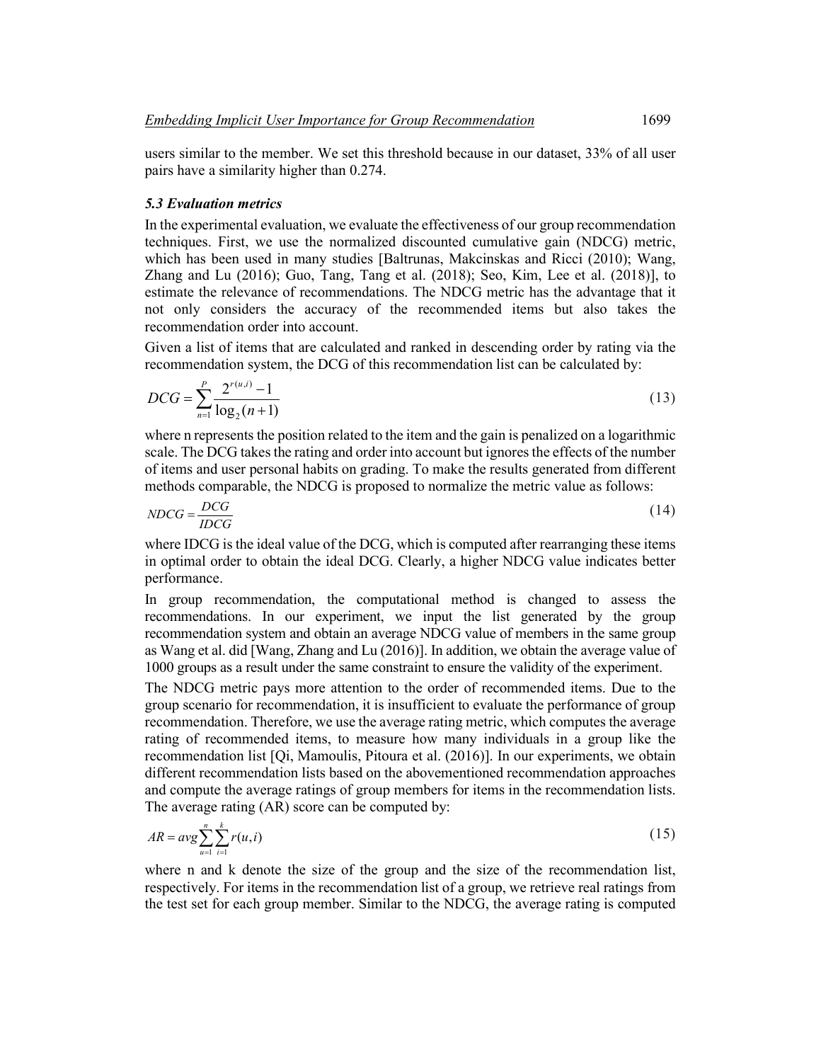users similar to the member. We set this threshold because in our dataset, 33% of all user pairs have a similarity higher than 0.274.

### *5.3 Evaluation metrics*

In the experimental evaluation, we evaluate the effectiveness of our group recommendation techniques. First, we use the normalized discounted cumulative gain (NDCG) metric, which has been used in many studies [Baltrunas, Makcinskas and Ricci (2010); Wang, Zhang and Lu (2016); Guo, Tang, Tang et al. (2018); Seo, Kim, Lee et al. (2018)], to estimate the relevance of recommendations. The NDCG metric has the advantage that it not only considers the accuracy of the recommended items but also takes the recommendation order into account.

Given a list of items that are calculated and ranked in descending order by rating via the recommendation system, the DCG of this recommendation list can be calculated by:

$$DCG = \sum_{n=1}^{P} \frac{2^{r(u,i)} - 1}{\log_2(n+1)} \tag{13}$$

where n represents the position related to the item and the gain is penalized on a logarithmic scale. The DCG takes the rating and order into account but ignores the effects of the number of items and user personal habits on grading. To make the results generated from different methods comparable, the NDCG is proposed to normalize the metric value as follows:

$$NDCG = \frac{DCG}{IDCG} \tag{14}$$

where IDCG is the ideal value of the DCG, which is computed after rearranging these items in optimal order to obtain the ideal DCG. Clearly, a higher NDCG value indicates better performance.

In group recommendation, the computational method is changed to assess the recommendations. In our experiment, we input the list generated by the group recommendation system and obtain an average NDCG value of members in the same group as Wang et al. did [Wang, Zhang and Lu (2016)]. In addition, we obtain the average value of 1000 groups as a result under the same constraint to ensure the validity of the experiment.

The NDCG metric pays more attention to the order of recommended items. Due to the group scenario for recommendation, it is insufficient to evaluate the performance of group recommendation. Therefore, we use the average rating metric, which computes the average rating of recommended items, to measure how many individuals in a group like the recommendation list [Qi, Mamoulis, Pitoura et al. (2016)]. In our experiments, we obtain different recommendation lists based on the abovementioned recommendation approaches and compute the average ratings of group members for items in the recommendation lists. The average rating (AR) score can be computed by:

$$AR = avg \sum_{u=1}^{n} \sum_{i=1}^{k} r(u,i) \tag{15}$$

where n and k denote the size of the group and the size of the recommendation list, respectively. For items in the recommendation list of a group, we retrieve real ratings from the test set for each group member. Similar to the NDCG, the average rating is computed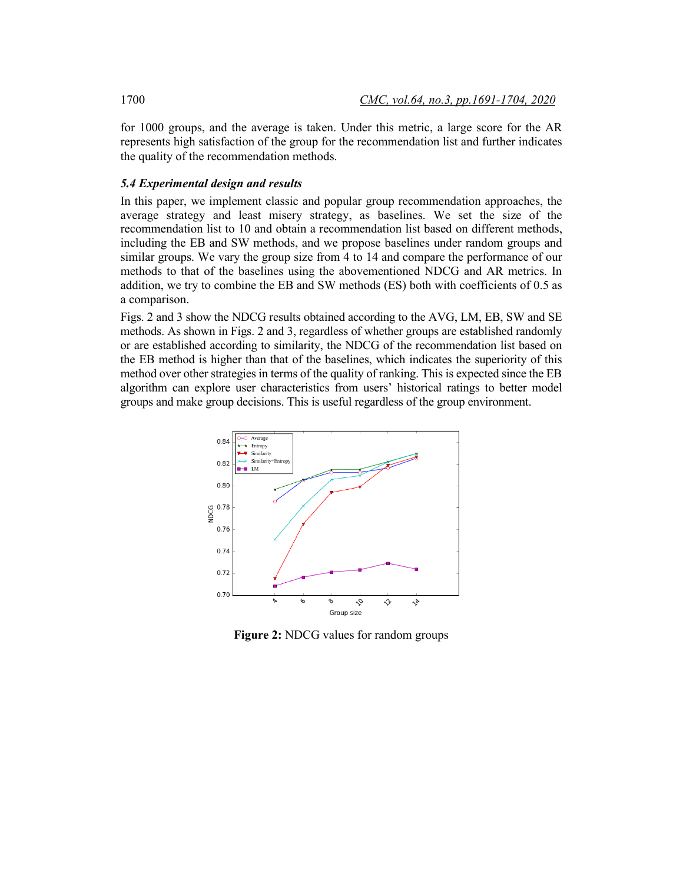for 1000 groups, and the average is taken. Under this metric, a large score for the AR represents high satisfaction of the group for the recommendation list and further indicates the quality of the recommendation methods.

### *5.4 Experimental design and results*

In this paper, we implement classic and popular group recommendation approaches, the average strategy and least misery strategy, as baselines. We set the size of the recommendation list to 10 and obtain a recommendation list based on different methods, including the EB and SW methods, and we propose baselines under random groups and similar groups. We vary the group size from 4 to 14 and compare the performance of our methods to that of the baselines using the abovementioned NDCG and AR metrics. In addition, we try to combine the EB and SW methods (ES) both with coefficients of 0.5 as a comparison.

Figs. 2 and 3 show the NDCG results obtained according to the AVG, LM, EB, SW and SE methods. As shown in Figs. 2 and 3, regardless of whether groups are established randomly or are established according to similarity, the NDCG of the recommendation list based on the EB method is higher than that of the baselines, which indicates the superiority of this method over other strategies in terms of the quality of ranking. This is expected since the EB algorithm can explore user characteristics from users' historical ratings to better model groups and make group decisions. This is useful regardless of the group environment.

**Figure 2:** NDCG values for random groups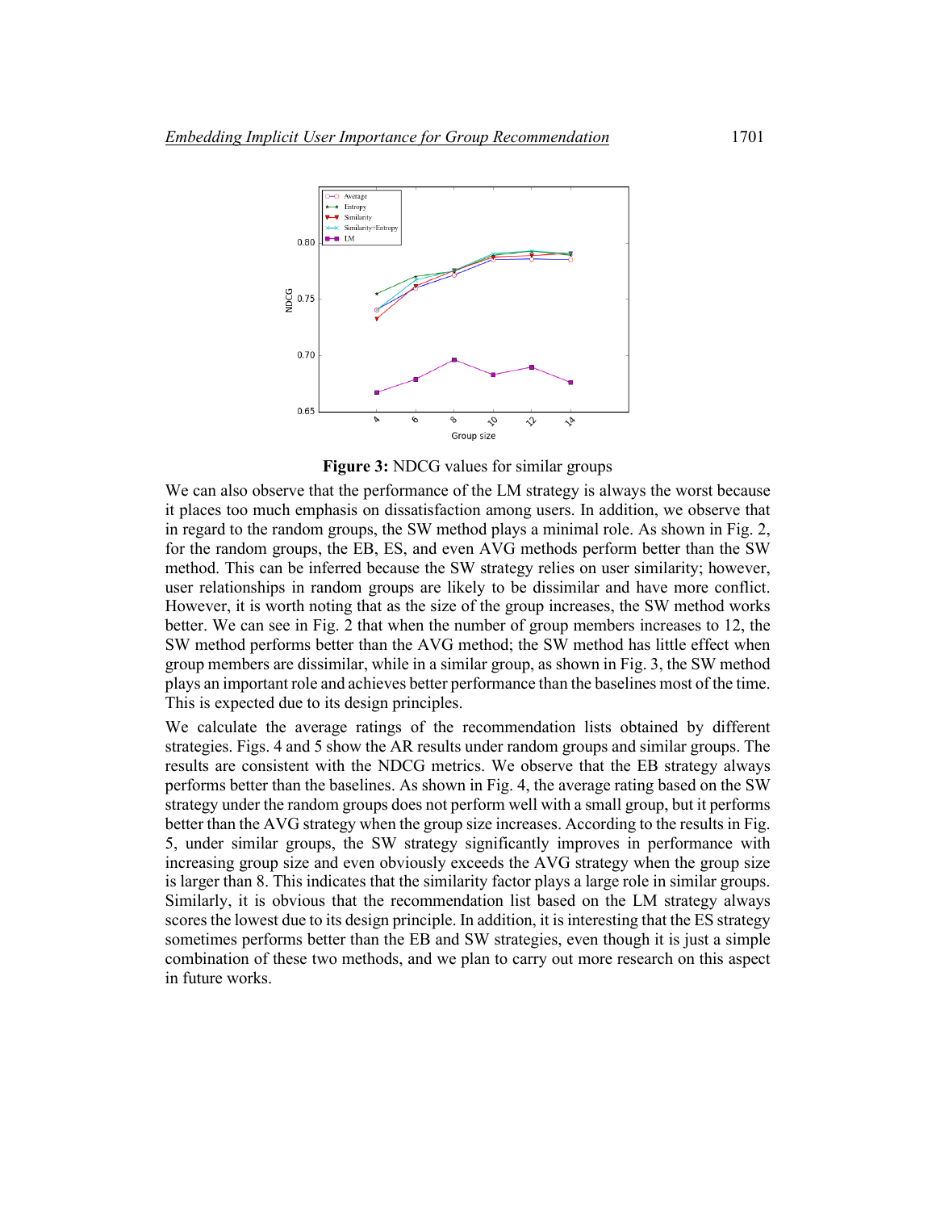**Figure 3:** NDCG values for similar groups

We can also observe that the performance of the LM strategy is always the worst because it places too much emphasis on dissatisfaction among users. In addition, we observe that in regard to the random groups, the SW method plays a minimal role. As shown in Fig. 2, for the random groups, the EB, ES, and even AVG methods perform better than the SW method. This can be inferred because the SW strategy relies on user similarity; however, user relationships in random groups are likely to be dissimilar and have more conflict. However, it is worth noting that as the size of the group increases, the SW method works better. We can see in Fig. 2 that when the number of group members increases to 12, the SW method performs better than the AVG method; the SW method has little effect when group members are dissimilar, while in a similar group, as shown in Fig. 3, the SW method plays an important role and achieves better performance than the baselines most of the time. This is expected due to its design principles.

We calculate the average ratings of the recommendation lists obtained by different strategies. Figs. 4 and 5 show the AR results under random groups and similar groups. The results are consistent with the NDCG metrics. We observe that the EB strategy always performs better than the baselines. As shown in Fig. 4, the average rating based on the SW strategy under the random groups does not perform well with a small group, but it performs better than the AVG strategy when the group size increases. According to the results in Fig. 5, under similar groups, the SW strategy significantly improves in performance with increasing group size and even obviously exceeds the AVG strategy when the group size is larger than 8. This indicates that the similarity factor plays a large role in similar groups. Similarly, it is obvious that the recommendation list based on the LM strategy always scores the lowest due to its design principle. In addition, it is interesting that the ES strategy sometimes performs better than the EB and SW strategies, even though it is just a simple combination of these two methods, and we plan to carry out more research on this aspect in future works.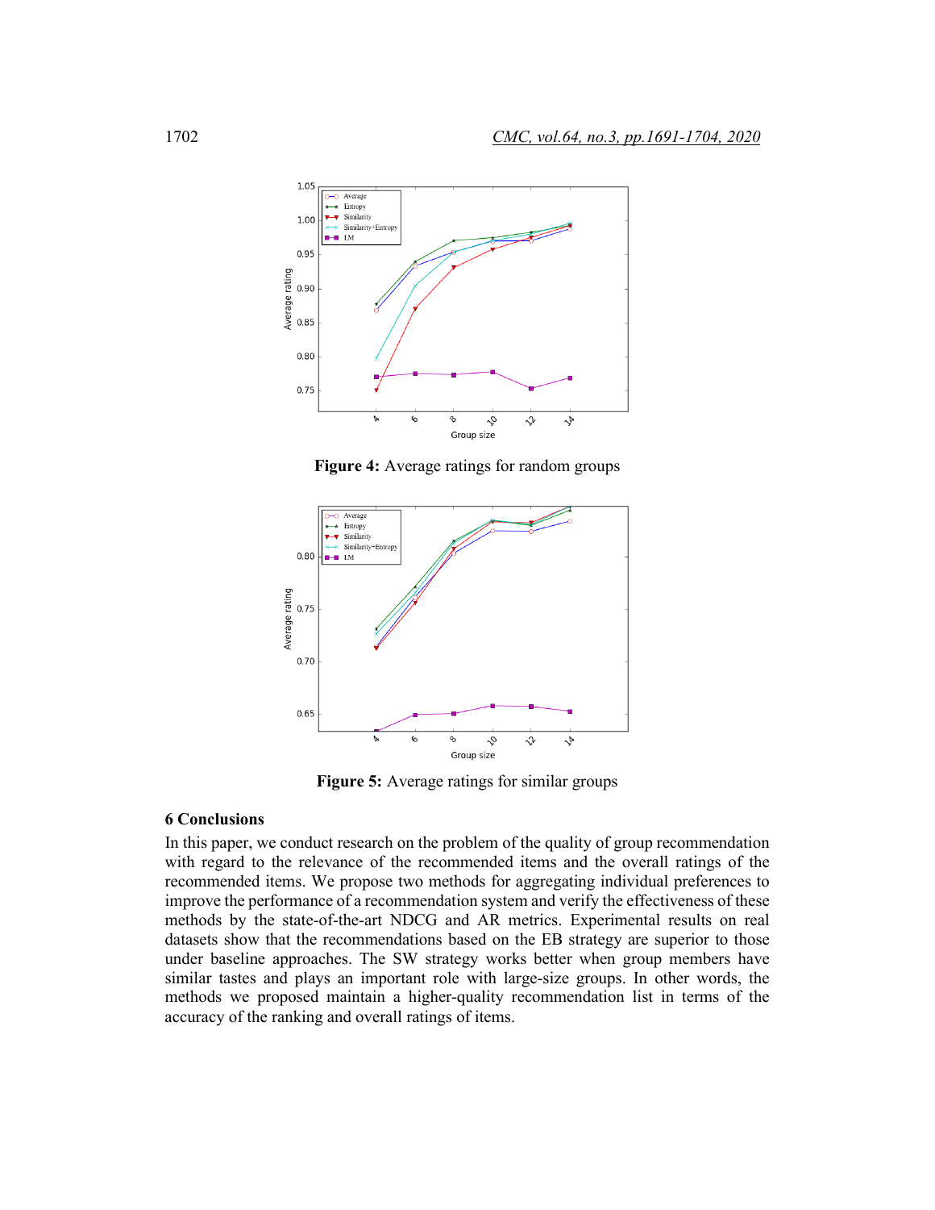Figure 4: Average ratings for random groups

Figure 5: Average ratings for similar groups

## 6 Conclusions

In this paper, we conduct research on the problem of the quality of group recommendation with regard to the relevance of the recommended items and the overall ratings of the recommended items. We propose two methods for aggregating individual preferences to improve the performance of a recommendation system and verify the effectiveness of these methods by the state-of-the-art NDCG and AR metrics. Experimental results on real datasets show that the recommendations based on the EB strategy are superior to those under baseline approaches. The SW strategy works better when group members have similar tastes and plays an important role with large-size groups. In other words, the methods we proposed maintain a higher-quality recommendation list in terms of the accuracy of the ranking and overall ratings of items.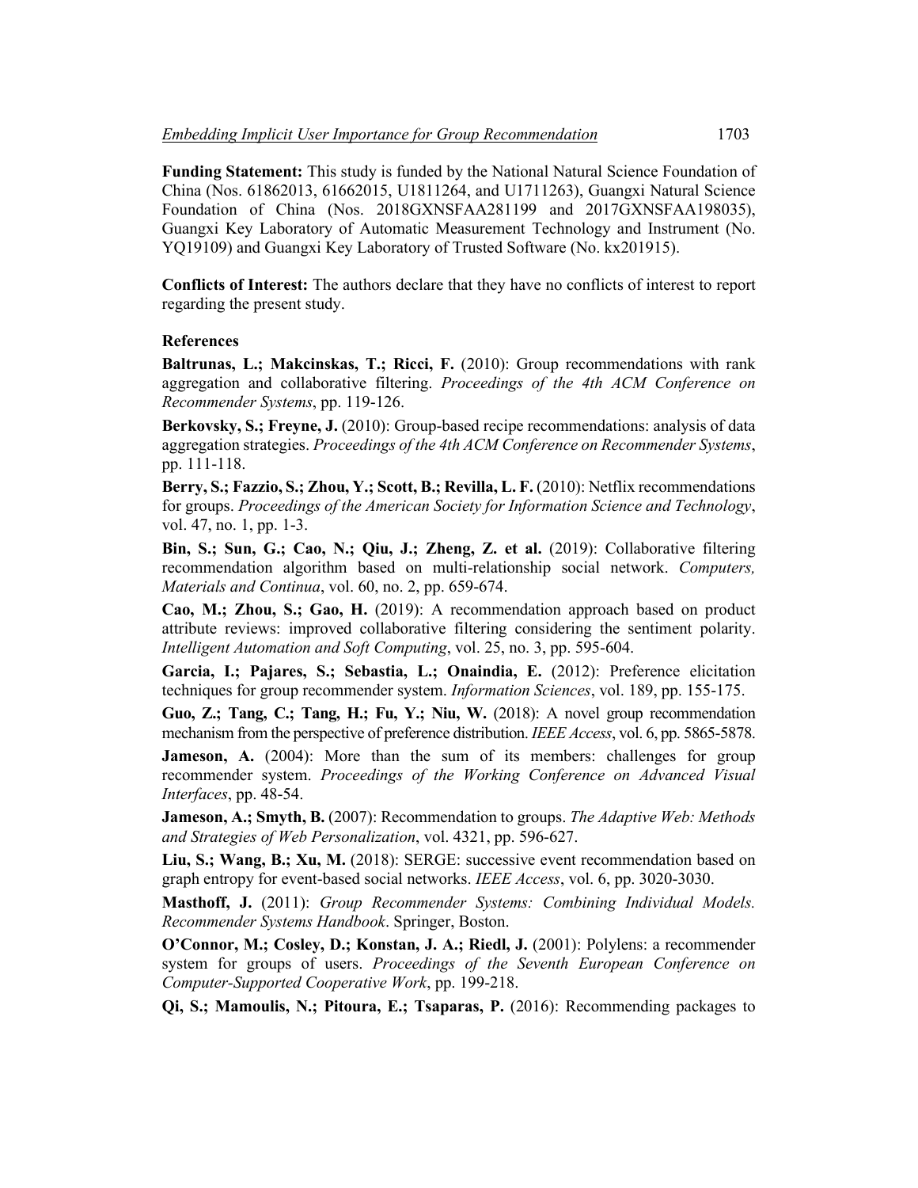**Funding Statement:** This study is funded by the National Natural Science Foundation of China (Nos. 61862013, 61662015, U1811264, and U1711263), Guangxi Natural Science Foundation of China (Nos. 2018GXNSFAA281199 and 2017GXNSFAA198035), Guangxi Key Laboratory of Automatic Measurement Technology and Instrument (No. YQ19109) and Guangxi Key Laboratory of Trusted Software (No. kx201915).

**Conflicts of Interest:** The authors declare that they have no conflicts of interest to report regarding the present study.

## References

**Baltrunas, L.; Makcinskas, T.; Ricci, F.** (2010): Group recommendations with rank aggregation and collaborative filtering. *Proceedings of the 4th ACM Conference on Recommender Systems*, pp. 119-126.

**Berkovsky, S.; Freyne, J.** (2010): Group-based recipe recommendations: analysis of data aggregation strategies. *Proceedings of the 4th ACM Conference on Recommender Systems*, pp. 111-118.

**Berry, S.; Fazzio, S.; Zhou, Y.; Scott, B.; Revilla, L. F.** (2010): Netflix recommendations for groups. *Proceedings of the American Society for Information Science and Technology*, vol. 47, no. 1, pp. 1-3.

**Bin, S.; Sun, G.; Cao, N.; Qiu, J.; Zheng, Z. et al.** (2019): Collaborative filtering recommendation algorithm based on multi-relationship social network. *Computers, Materials and Continua*, vol. 60, no. 2, pp. 659-674.

**Cao, M.; Zhou, S.; Gao, H.** (2019): A recommendation approach based on product attribute reviews: improved collaborative filtering considering the sentiment polarity. *Intelligent Automation and Soft Computing*, vol. 25, no. 3, pp. 595-604.

**Garcia, I.; Pajares, S.; Sebastia, L.; Onaindia, E.** (2012): Preference elicitation techniques for group recommender system. *Information Sciences*, vol. 189, pp. 155-175.

**Guo, Z.; Tang, C.; Tang, H.; Fu, Y.; Niu, W.** (2018): A novel group recommendation mechanism from the perspective of preference distribution. *IEEE Access*, vol. 6, pp. 5865-5878.

**Jameson, A.** (2004): More than the sum of its members: challenges for group recommender system. *Proceedings of the Working Conference on Advanced Visual Interfaces*, pp. 48-54.

**Jameson, A.; Smyth, B.** (2007): Recommendation to groups. *The Adaptive Web: Methods and Strategies of Web Personalization*, vol. 4321, pp. 596-627.

**Liu, S.; Wang, B.; Xu, M.** (2018): SERGE: successive event recommendation based on graph entropy for event-based social networks. *IEEE Access*, vol. 6, pp. 3020-3030.

**Masthoff, J.** (2011): *Group Recommender Systems: Combining Individual Models. Recommender Systems Handbook*. Springer, Boston.

**O'Connor, M.; Cosley, D.; Konstan, J. A.; Riedl, J.** (2001): Polylens: a recommender system for groups of users. *Proceedings of the Seventh European Conference on Computer-Supported Cooperative Work*, pp. 199-218.

**Qi, S.; Mamoulis, N.; Pitoura, E.; Tsaparas, P.** (2016): Recommending packages to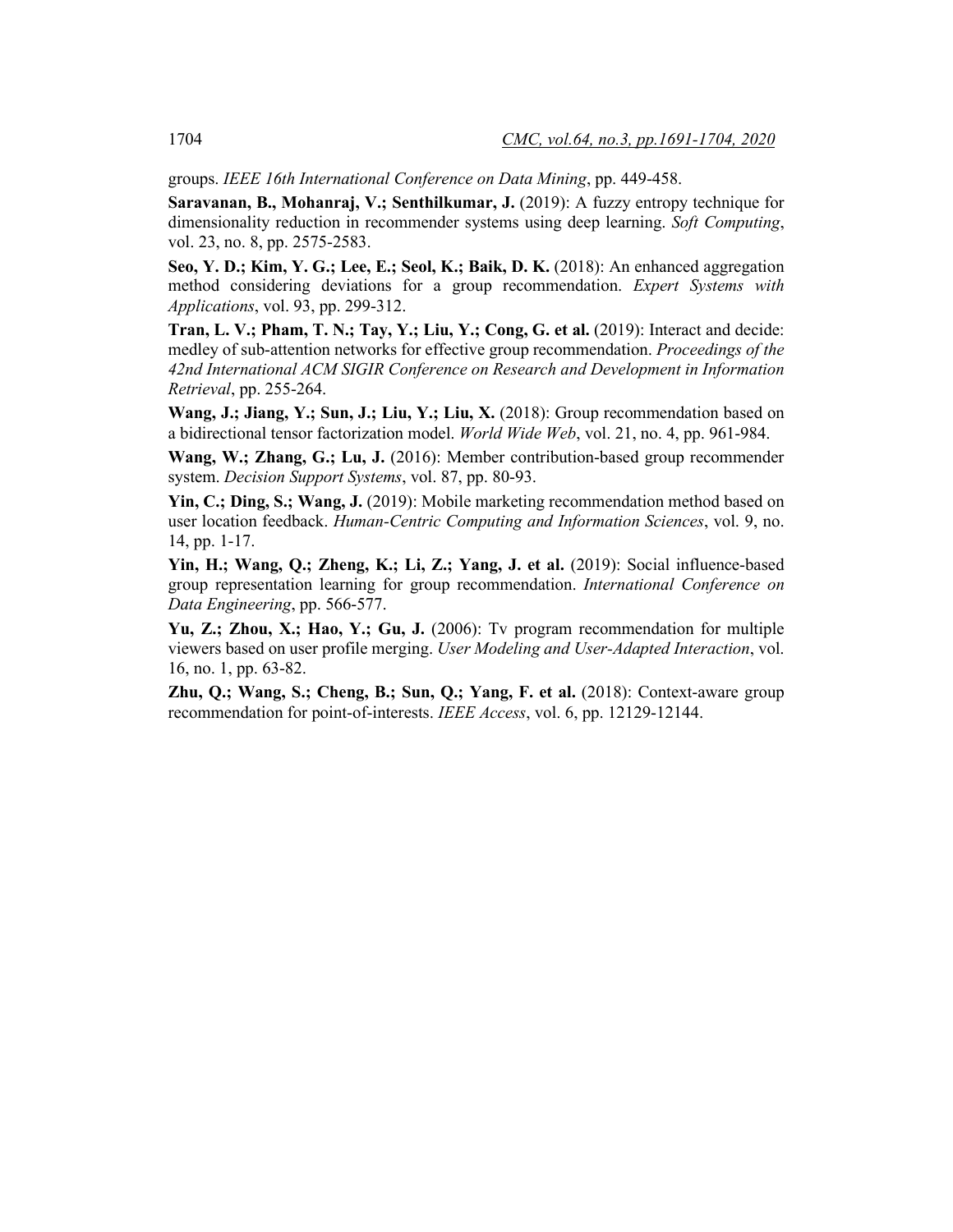groups. *IEEE 16th International Conference on Data Mining*, pp. 449-458.

**Saravanan, B., Mohanraj, V.; Senthilkumar, J.** (2019): A fuzzy entropy technique for dimensionality reduction in recommender systems using deep learning. *Soft Computing*, vol. 23, no. 8, pp. 2575-2583.

**Seo, Y. D.; Kim, Y. G.; Lee, E.; Seol, K.; Baik, D. K.** (2018): An enhanced aggregation method considering deviations for a group recommendation. *Expert Systems with Applications*, vol. 93, pp. 299-312.

**Tran, L. V.; Pham, T. N.; Tay, Y.; Liu, Y.; Cong, G. et al.** (2019): Interact and decide: medley of sub-attention networks for effective group recommendation. *Proceedings of the 42nd International ACM SIGIR Conference on Research and Development in Information Retrieval*, pp. 255-264.

**Wang, J.; Jiang, Y.; Sun, J.; Liu, Y.; Liu, X.** (2018): Group recommendation based on a bidirectional tensor factorization model. *World Wide Web*, vol. 21, no. 4, pp. 961-984.

**Wang, W.; Zhang, G.; Lu, J.** (2016): Member contribution-based group recommender system. *Decision Support Systems*, vol. 87, pp. 80-93.

**Yin, C.; Ding, S.; Wang, J.** (2019): Mobile marketing recommendation method based on user location feedback. *Human-Centric Computing and Information Sciences*, vol. 9, no. 14, pp. 1-17.

**Yin, H.; Wang, Q.; Zheng, K.; Li, Z.; Yang, J. et al.** (2019): Social influence-based group representation learning for group recommendation. *International Conference on Data Engineering*, pp. 566-577.

**Yu, Z.; Zhou, X.; Hao, Y.; Gu, J.** (2006): Tv program recommendation for multiple viewers based on user profile merging. *User Modeling and User-Adapted Interaction*, vol. 16, no. 1, pp. 63-82.

**Zhu, Q.; Wang, S.; Cheng, B.; Sun, Q.; Yang, F. et al.** (2018): Context-aware group recommendation for point-of-interests. *IEEE Access*, vol. 6, pp. 12129-12144.